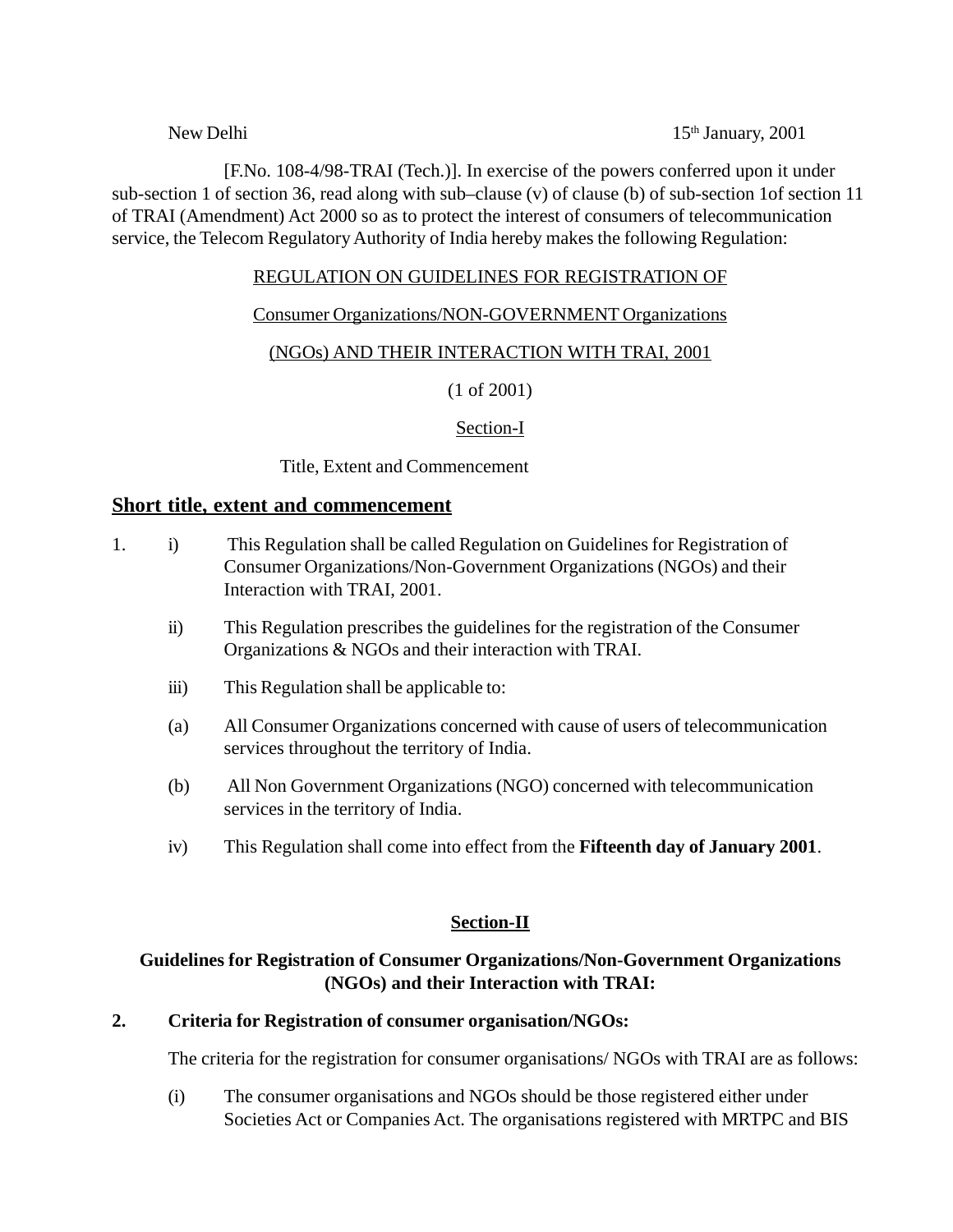New Delhi 15th January, 2001

[F.No. 108-4/98-TRAI (Tech.)]. In exercise of the powers conferred upon it under sub-section 1 of section 36, read along with sub–clause (v) of clause (b) of sub-section 1of section 11 of TRAI (Amendment) Act 2000 so as to protect the interest of consumers of telecommunication service, the Telecom Regulatory Authority of India hereby makes the following Regulation:

REGULATION ON GUIDELINES FOR REGISTRATION OF

Consumer Organizations/NON-GOVERNMENT Organizations

(NGOs) AND THEIR INTERACTION WITH TRAI, 2001

(1 of 2001)

Section-I

Title, Extent and Commencement

## Short title, extent and commencement

1. i) This Regulation shall be called Regulation on Guidelines for Registration of Consumer Organizations/Non-Government Organizations (NGOs) and their Interaction with TRAI, 2001.

   ii) This Regulation prescribes the guidelines for the registration of the Consumer Organizations & NGOs and their interaction with TRAI.

   iii) This Regulation shall be applicable to:

   (a) All Consumer Organizations concerned with cause of users of telecommunication services throughout the territory of India.

   (b) All Non Government Organizations (NGO) concerned with telecommunication services in the territory of India.

   iv) This Regulation shall come into effect from the **Fifteenth day of January 2001**.

## Section-II

### Guidelines for Registration of Consumer Organizations/Non-Government Organizations (NGOs) and their Interaction with TRAI:

**2. Criteria for Registration of consumer organisation/NGOs:**

The criteria for the registration for consumer organisations/ NGOs with TRAI are as follows:

(i) The consumer organisations and NGOs should be those registered either under Societies Act or Companies Act. The organisations registered with MRTPC and BIS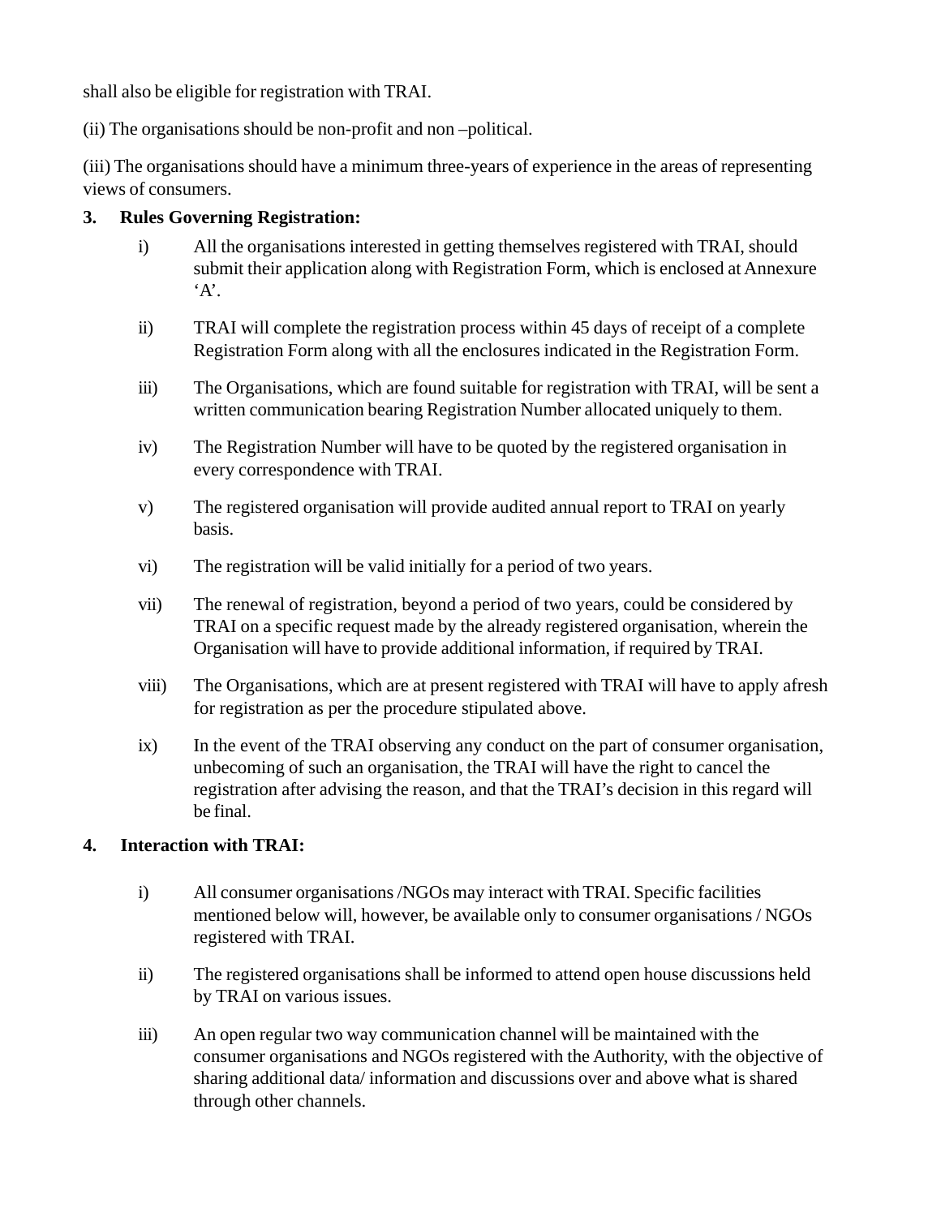shall also be eligible for registration with TRAI.

(ii) The organisations should be non-profit and non –political.

(iii) The organisations should have a minimum three-years of experience in the areas of representing views of consumers.

**3. Rules Governing Registration:**

i) All the organisations interested in getting themselves registered with TRAI, should submit their application along with Registration Form, which is enclosed at Annexure 'A'.

ii) TRAI will complete the registration process within 45 days of receipt of a complete Registration Form along with all the enclosures indicated in the Registration Form.

iii) The Organisations, which are found suitable for registration with TRAI, will be sent a written communication bearing Registration Number allocated uniquely to them.

iv) The Registration Number will have to be quoted by the registered organisation in every correspondence with TRAI.

v) The registered organisation will provide audited annual report to TRAI on yearly basis.

vi) The registration will be valid initially for a period of two years.

vii) The renewal of registration, beyond a period of two years, could be considered by TRAI on a specific request made by the already registered organisation, wherein the Organisation will have to provide additional information, if required by TRAI.

viii) The Organisations, which are at present registered with TRAI will have to apply afresh for registration as per the procedure stipulated above.

ix) In the event of the TRAI observing any conduct on the part of consumer organisation, unbecoming of such an organisation, the TRAI will have the right to cancel the registration after advising the reason, and that the TRAI's decision in this regard will be final.

**4. Interaction with TRAI:**

i) All consumer organisations /NGOs may interact with TRAI. Specific facilities mentioned below will, however, be available only to consumer organisations / NGOs registered with TRAI.

ii) The registered organisations shall be informed to attend open house discussions held by TRAI on various issues.

iii) An open regular two way communication channel will be maintained with the consumer organisations and NGOs registered with the Authority, with the objective of sharing additional data/ information and discussions over and above what is shared through other channels.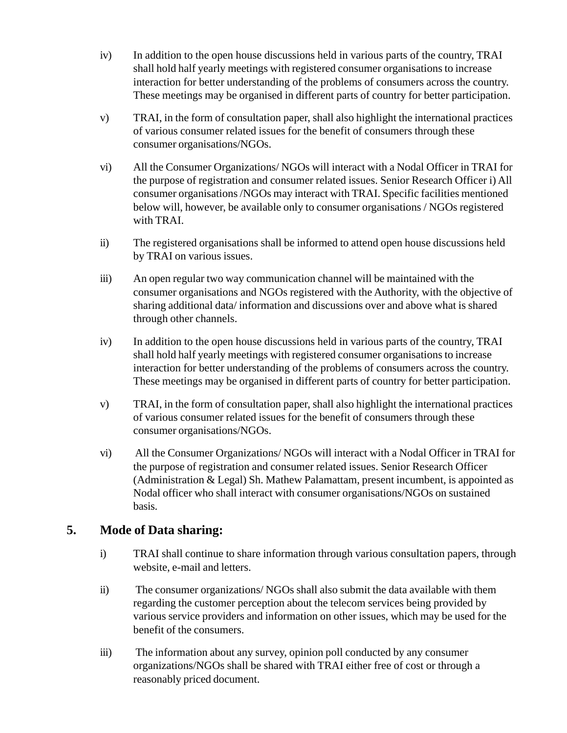iv) In addition to the open house discussions held in various parts of the country, TRAI shall hold half yearly meetings with registered consumer organisations to increase interaction for better understanding of the problems of consumers across the country. These meetings may be organised in different parts of country for better participation.

v) TRAI, in the form of consultation paper, shall also highlight the international practices of various consumer related issues for the benefit of consumers through these consumer organisations/NGOs.

vi) All the Consumer Organizations/ NGOs will interact with a Nodal Officer in TRAI for the purpose of registration and consumer related issues. Senior Research Officer i) All consumer organisations /NGOs may interact with TRAI. Specific facilities mentioned below will, however, be available only to consumer organisations / NGOs registered with TRAI.

ii) The registered organisations shall be informed to attend open house discussions held by TRAI on various issues.

iii) An open regular two way communication channel will be maintained with the consumer organisations and NGOs registered with the Authority, with the objective of sharing additional data/ information and discussions over and above what is shared through other channels.

iv) In addition to the open house discussions held in various parts of the country, TRAI shall hold half yearly meetings with registered consumer organisations to increase interaction for better understanding of the problems of consumers across the country. These meetings may be organised in different parts of country for better participation.

v) TRAI, in the form of consultation paper, shall also highlight the international practices of various consumer related issues for the benefit of consumers through these consumer organisations/NGOs.

vi) All the Consumer Organizations/ NGOs will interact with a Nodal Officer in TRAI for the purpose of registration and consumer related issues. Senior Research Officer (Administration & Legal) Sh. Mathew Palamattam, present incumbent, is appointed as Nodal officer who shall interact with consumer organisations/NGOs on sustained basis.

## 5. Mode of Data sharing:

i) TRAI shall continue to share information through various consultation papers, through website, e-mail and letters.

ii) The consumer organizations/ NGOs shall also submit the data available with them regarding the customer perception about the telecom services being provided by various service providers and information on other issues, which may be used for the benefit of the consumers.

iii) The information about any survey, opinion poll conducted by any consumer organizations/NGOs shall be shared with TRAI either free of cost or through a reasonably priced document.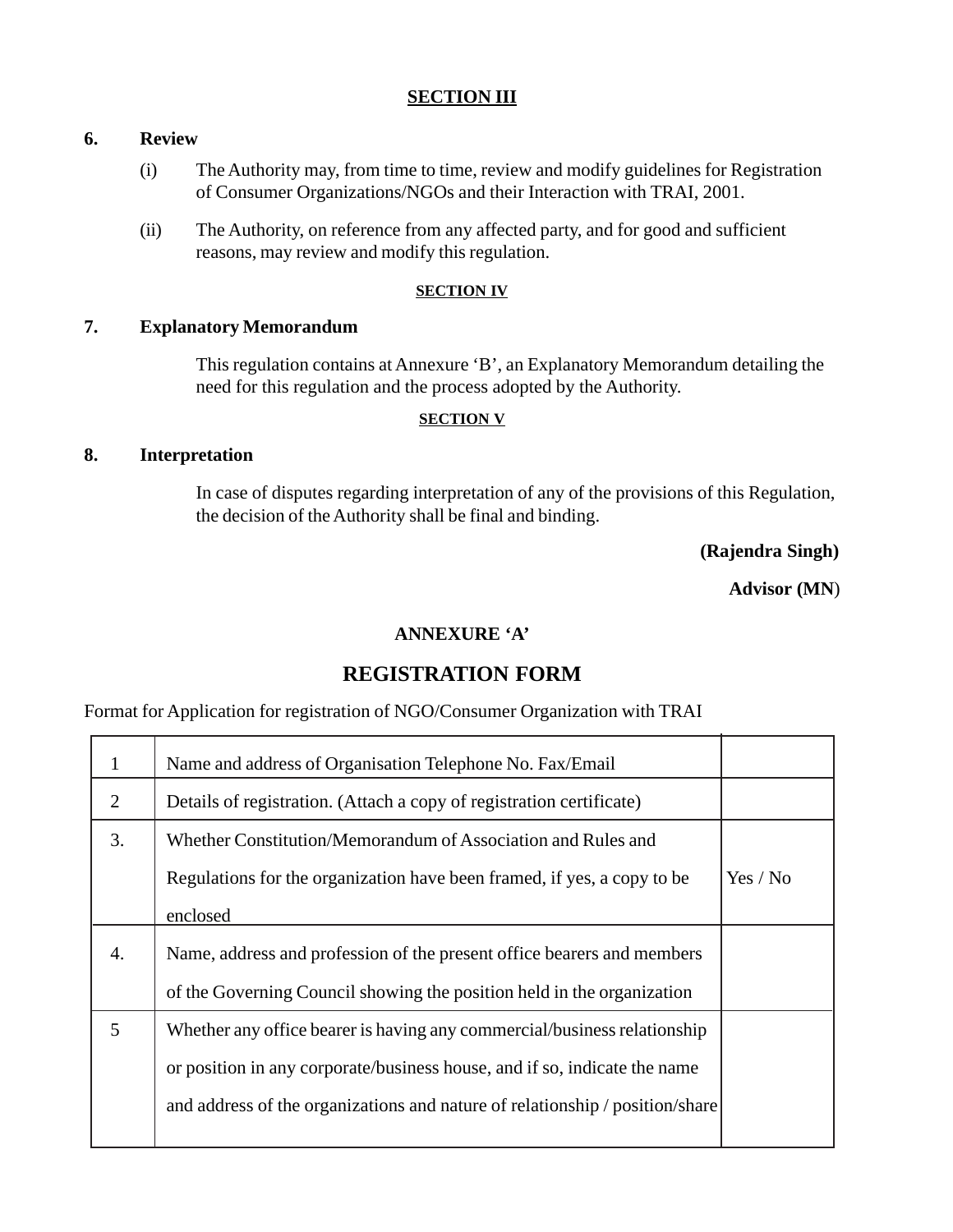## SECTION III

**6. Review**

(i) The Authority may, from time to time, review and modify guidelines for Registration of Consumer Organizations/NGOs and their Interaction with TRAI, 2001.

(ii) The Authority, on reference from any affected party, and for good and sufficient reasons, may review and modify this regulation.

## SECTION IV

**7. Explanatory Memorandum**

This regulation contains at Annexure 'B', an Explanatory Memorandum detailing the need for this regulation and the process adopted by the Authority.

## SECTION V

**8. Interpretation**

In case of disputes regarding interpretation of any of the provisions of this Regulation, the decision of the Authority shall be final and binding.

**(Rajendra Singh)**

**Advisor (MN)**

## ANNEXURE 'A'

# REGISTRATION FORM

Format for Application for registration of NGO/Consumer Organization with TRAI

| | | |
|---|---|---|
| 1 | Name and address of Organisation Telephone No. Fax/Email | |
| 2 | Details of registration. (Attach a copy of registration certificate) | |
| 3. | Whether Constitution/Memorandum of Association and Rules and Regulations for the organization have been framed, if yes, a copy to be enclosed | Yes / No |
| 4. | Name, address and profession of the present office bearers and members of the Governing Council showing the position held in the organization | |
| 5 | Whether any office bearer is having any commercial/business relationship or position in any corporate/business house, and if so, indicate the name and address of the organizations and nature of relationship / position/share | |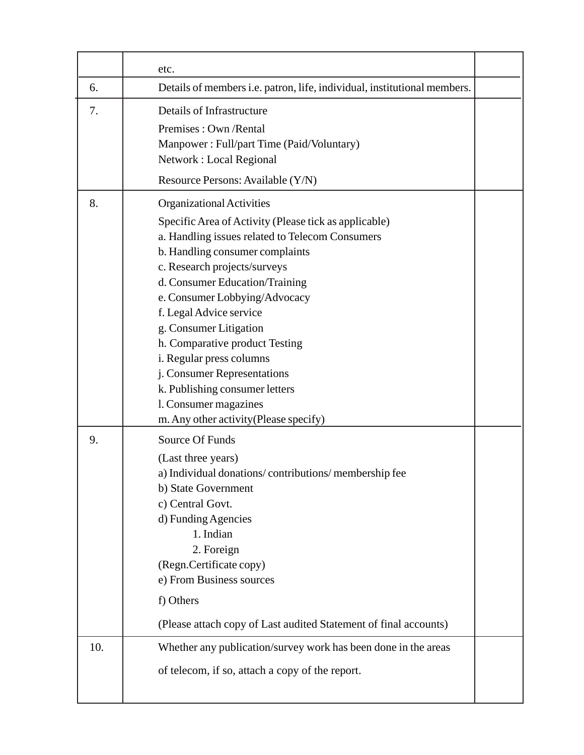| | | |
|---|---|---|
| | etc. | |
| 6. | Details of members i.e. patron, life, individual, institutional members. | |
| 7. | Details of Infrastructure<br><br>Premises : Own /Rental<br>Manpower : Full/part Time (Paid/Voluntary)<br>Network : Local Regional<br><br>Resource Persons: Available (Y/N) | |
| 8. | Organizational Activities<br><br>Specific Area of Activity (Please tick as applicable)<br>a. Handling issues related to Telecom Consumers<br>b. Handling consumer complaints<br>c. Research projects/surveys<br>d. Consumer Education/Training<br>e. Consumer Lobbying/Advocacy<br>f. Legal Advice service<br>g. Consumer Litigation<br>h. Comparative product Testing<br>i. Regular press columns<br>j. Consumer Representations<br>k. Publishing consumer letters<br>l. Consumer magazines<br>m. Any other activity(Please specify) | |
| 9. | Source Of Funds<br><br>(Last three years)<br>a) Individual donations/ contributions/ membership fee<br>b) State Government<br>c) Central Govt.<br>d) Funding Agencies<br>1. Indian<br>2. Foreign<br>(Regn.Certificate copy)<br>e) From Business sources<br><br>f) Others<br><br>(Please attach copy of Last audited Statement of final accounts) | |
| 10. | Whether any publication/survey work has been done in the areas<br><br>of telecom, if so, attach a copy of the report. | |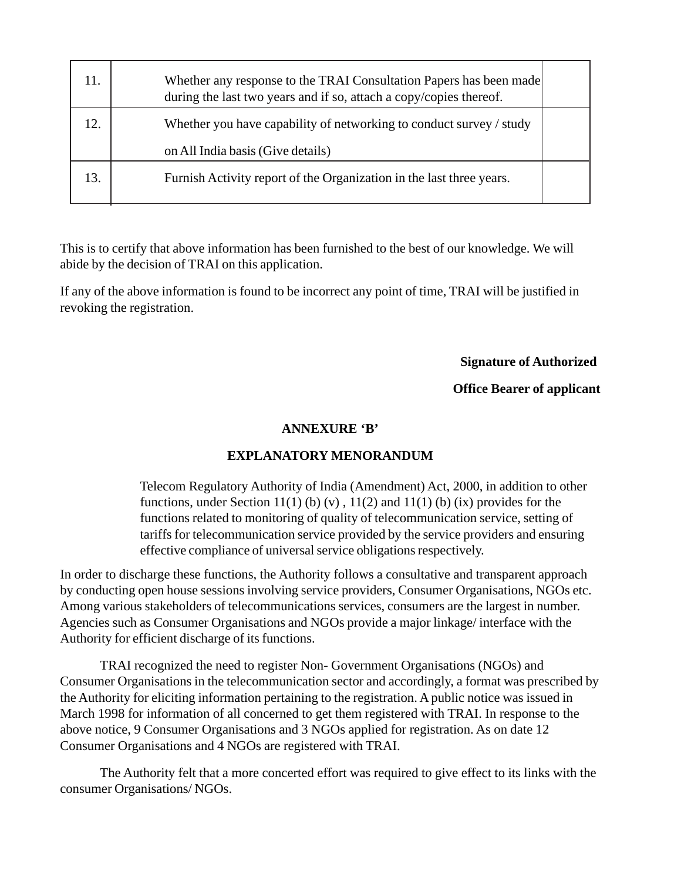| 11. | Whether any response to the TRAI Consultation Papers has been made during the last two years and if so, attach a copy/copies thereof. | |
|---|---|---|
| 12. | Whether you have capability of networking to conduct survey / study on All India basis (Give details) | |
| 13. | Furnish Activity report of the Organization in the last three years. | |

This is to certify that above information has been furnished to the best of our knowledge. We will abide by the decision of TRAI on this application.

If any of the above information is found to be incorrect any point of time, TRAI will be justified in revoking the registration.

**Signature of Authorized**

**Office Bearer of applicant**

## ANNEXURE 'B'

## EXPLANATORY MENORANDUM

Telecom Regulatory Authority of India (Amendment) Act, 2000, in addition to other functions, under Section 11(1) (b) (v) , 11(2) and 11(1) (b) (ix) provides for the functions related to monitoring of quality of telecommunication service, setting of tariffs for telecommunication service provided by the service providers and ensuring effective compliance of universal service obligations respectively.

In order to discharge these functions, the Authority follows a consultative and transparent approach by conducting open house sessions involving service providers, Consumer Organisations, NGOs etc. Among various stakeholders of telecommunications services, consumers are the largest in number. Agencies such as Consumer Organisations and NGOs provide a major linkage/ interface with the Authority for efficient discharge of its functions.

TRAI recognized the need to register Non- Government Organisations (NGOs) and Consumer Organisations in the telecommunication sector and accordingly, a format was prescribed by the Authority for eliciting information pertaining to the registration. A public notice was issued in March 1998 for information of all concerned to get them registered with TRAI. In response to the above notice, 9 Consumer Organisations and 3 NGOs applied for registration. As on date 12 Consumer Organisations and 4 NGOs are registered with TRAI.

The Authority felt that a more concerted effort was required to give effect to its links with the consumer Organisations/ NGOs.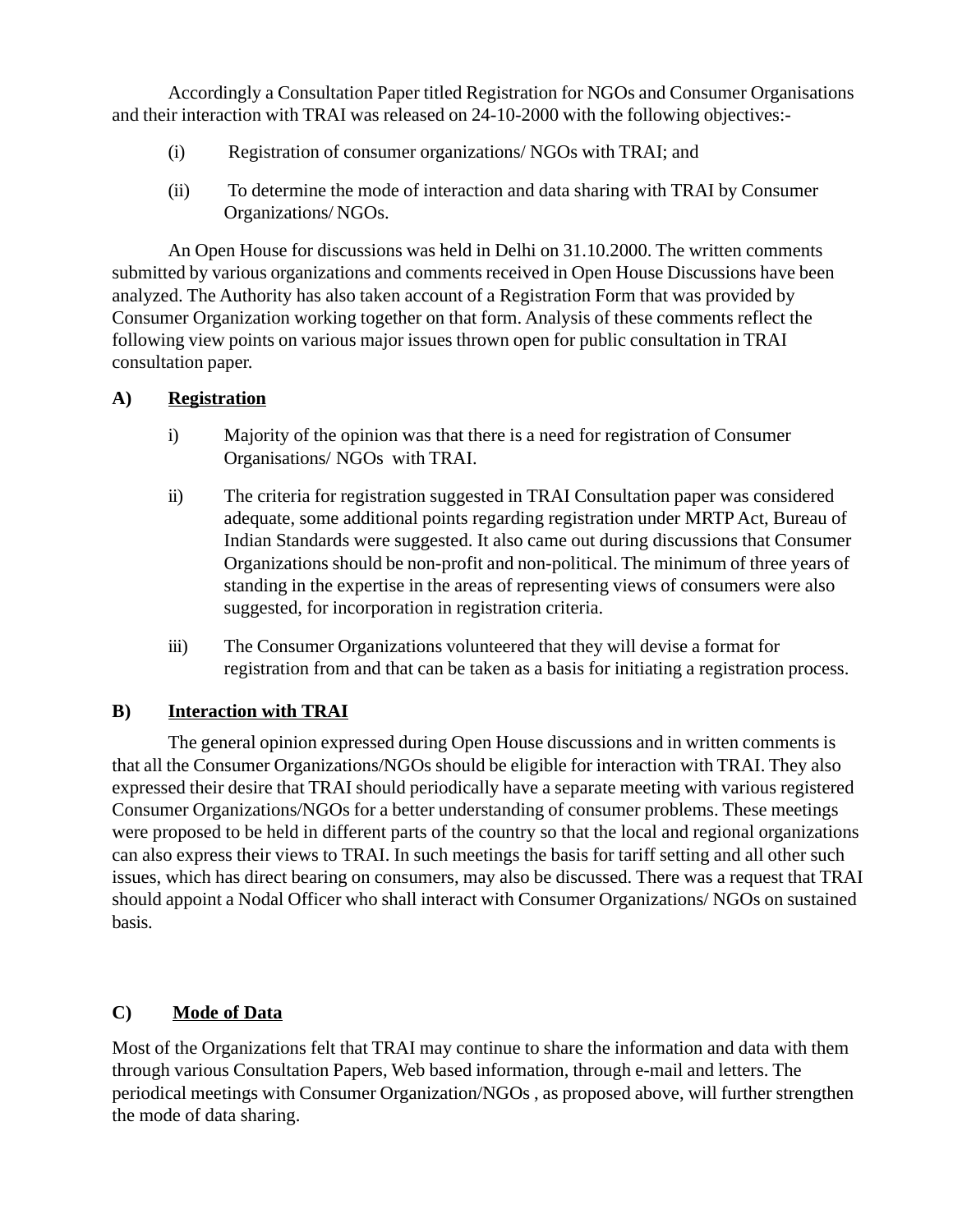Accordingly a Consultation Paper titled Registration for NGOs and Consumer Organisations and their interaction with TRAI was released on 24-10-2000 with the following objectives:-

(i) Registration of consumer organizations/ NGOs with TRAI; and

(ii) To determine the mode of interaction and data sharing with TRAI by Consumer Organizations/ NGOs.

An Open House for discussions was held in Delhi on 31.10.2000. The written comments submitted by various organizations and comments received in Open House Discussions have been analyzed. The Authority has also taken account of a Registration Form that was provided by Consumer Organization working together on that form. Analysis of these comments reflect the following view points on various major issues thrown open for public consultation in TRAI consultation paper.

**A) <u>Registration</u>**

i) Majority of the opinion was that there is a need for registration of Consumer Organisations/ NGOs with TRAI.

ii) The criteria for registration suggested in TRAI Consultation paper was considered adequate, some additional points regarding registration under MRTP Act, Bureau of Indian Standards were suggested. It also came out during discussions that Consumer Organizations should be non-profit and non-political. The minimum of three years of standing in the expertise in the areas of representing views of consumers were also suggested, for incorporation in registration criteria.

iii) The Consumer Organizations volunteered that they will devise a format for registration from and that can be taken as a basis for initiating a registration process.

**B) <u>Interaction with TRAI</u>**

The general opinion expressed during Open House discussions and in written comments is that all the Consumer Organizations/NGOs should be eligible for interaction with TRAI. They also expressed their desire that TRAI should periodically have a separate meeting with various registered Consumer Organizations/NGOs for a better understanding of consumer problems. These meetings were proposed to be held in different parts of the country so that the local and regional organizations can also express their views to TRAI. In such meetings the basis for tariff setting and all other such issues, which has direct bearing on consumers, may also be discussed. There was a request that TRAI should appoint a Nodal Officer who shall interact with Consumer Organizations/ NGOs on sustained basis.

**C) <u>Mode of Data</u>**

Most of the Organizations felt that TRAI may continue to share the information and data with them through various Consultation Papers, Web based information, through e-mail and letters. The periodical meetings with Consumer Organization/NGOs , as proposed above, will further strengthen the mode of data sharing.